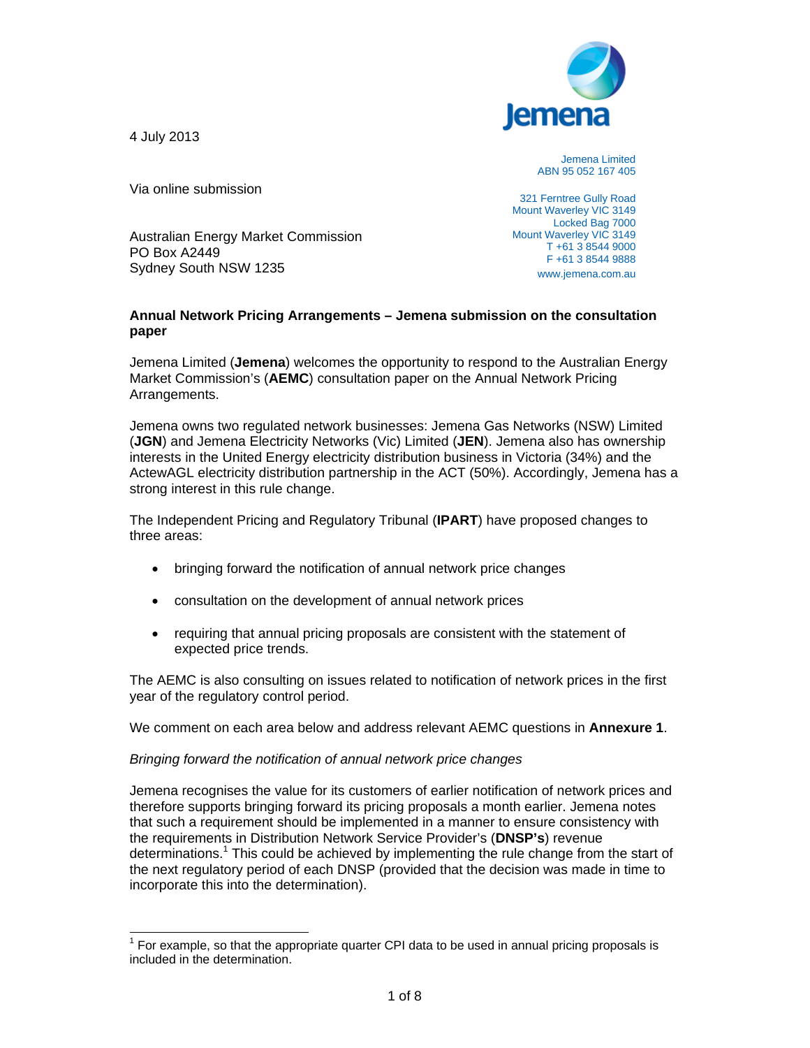Jemena

4 July 2013

Jemena Limited
ABN 95 052 167 405

321 Ferntree Gully Road
Mount Waverley VIC 3149
Locked Bag 7000
Mount Waverley VIC 3149
T +61 3 8544 9000
F +61 3 8544 9888
www.jemena.com.au

Via online submission

Australian Energy Market Commission
PO Box A2449
Sydney South NSW 1235

**Annual Network Pricing Arrangements – Jemena submission on the consultation paper**

Jemena Limited (**Jemena**) welcomes the opportunity to respond to the Australian Energy Market Commission's (**AEMC**) consultation paper on the Annual Network Pricing Arrangements.

Jemena owns two regulated network businesses: Jemena Gas Networks (NSW) Limited (**JGN**) and Jemena Electricity Networks (Vic) Limited (**JEN**). Jemena also has ownership interests in the United Energy electricity distribution business in Victoria (34%) and the ActewAGL electricity distribution partnership in the ACT (50%). Accordingly, Jemena has a strong interest in this rule change.

The Independent Pricing and Regulatory Tribunal (**IPART**) have proposed changes to three areas:

- bringing forward the notification of annual network price changes
- consultation on the development of annual network prices
- requiring that annual pricing proposals are consistent with the statement of expected price trends.

The AEMC is also consulting on issues related to notification of network prices in the first year of the regulatory control period.

We comment on each area below and address relevant AEMC questions in **Annexure 1**.

*Bringing forward the notification of annual network price changes*

Jemena recognises the value for its customers of earlier notification of network prices and therefore supports bringing forward its pricing proposals a month earlier. Jemena notes that such a requirement should be implemented in a manner to ensure consistency with the requirements in Distribution Network Service Provider's (**DNSP's**) revenue determinations.[1] This could be achieved by implementing the rule change from the start of the next regulatory period of each DNSP (provided that the decision was made in time to incorporate this into the determination).

[1] For example, so that the appropriate quarter CPI data to be used in annual pricing proposals is included in the determination.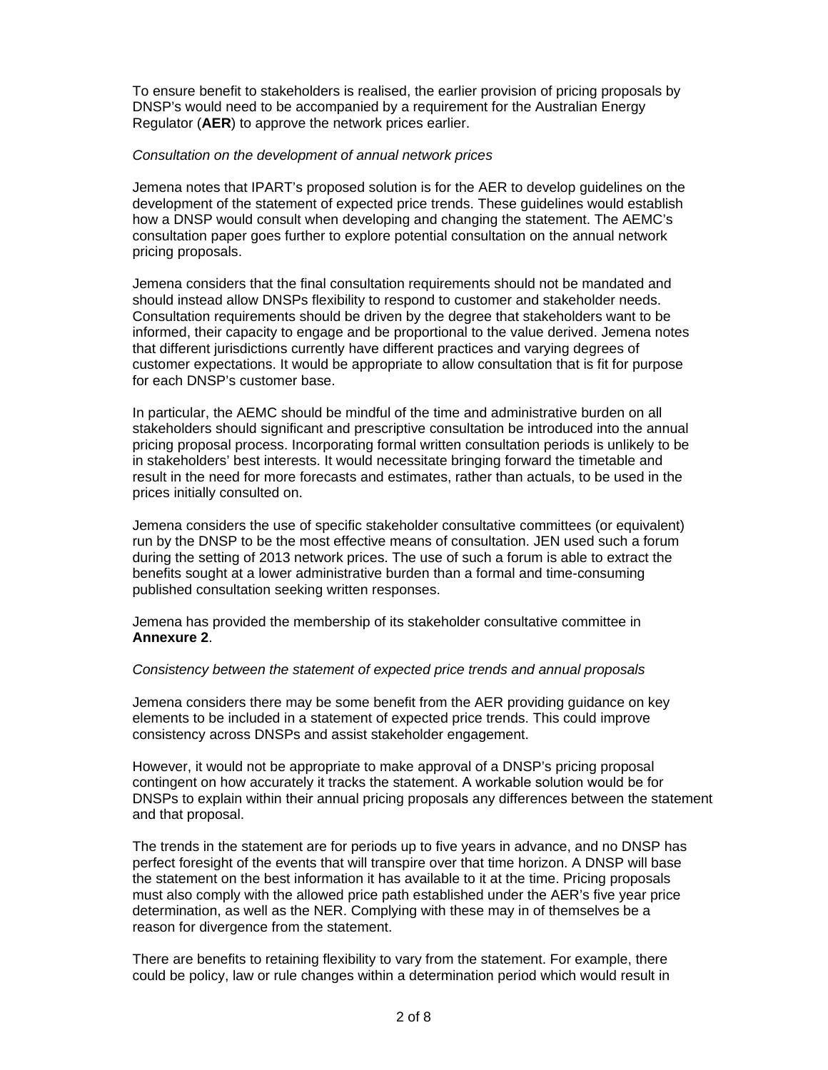To ensure benefit to stakeholders is realised, the earlier provision of pricing proposals by DNSP's would need to be accompanied by a requirement for the Australian Energy Regulator (**AER**) to approve the network prices earlier.

*Consultation on the development of annual network prices*

Jemena notes that IPART's proposed solution is for the AER to develop guidelines on the development of the statement of expected price trends. These guidelines would establish how a DNSP would consult when developing and changing the statement. The AEMC's consultation paper goes further to explore potential consultation on the annual network pricing proposals.

Jemena considers that the final consultation requirements should not be mandated and should instead allow DNSPs flexibility to respond to customer and stakeholder needs. Consultation requirements should be driven by the degree that stakeholders want to be informed, their capacity to engage and be proportional to the value derived. Jemena notes that different jurisdictions currently have different practices and varying degrees of customer expectations. It would be appropriate to allow consultation that is fit for purpose for each DNSP's customer base.

In particular, the AEMC should be mindful of the time and administrative burden on all stakeholders should significant and prescriptive consultation be introduced into the annual pricing proposal process. Incorporating formal written consultation periods is unlikely to be in stakeholders' best interests. It would necessitate bringing forward the timetable and result in the need for more forecasts and estimates, rather than actuals, to be used in the prices initially consulted on.

Jemena considers the use of specific stakeholder consultative committees (or equivalent) run by the DNSP to be the most effective means of consultation. JEN used such a forum during the setting of 2013 network prices. The use of such a forum is able to extract the benefits sought at a lower administrative burden than a formal and time-consuming published consultation seeking written responses.

Jemena has provided the membership of its stakeholder consultative committee in **Annexure 2**.

*Consistency between the statement of expected price trends and annual proposals*

Jemena considers there may be some benefit from the AER providing guidance on key elements to be included in a statement of expected price trends. This could improve consistency across DNSPs and assist stakeholder engagement.

However, it would not be appropriate to make approval of a DNSP's pricing proposal contingent on how accurately it tracks the statement. A workable solution would be for DNSPs to explain within their annual pricing proposals any differences between the statement and that proposal.

The trends in the statement are for periods up to five years in advance, and no DNSP has perfect foresight of the events that will transpire over that time horizon. A DNSP will base the statement on the best information it has available to it at the time. Pricing proposals must also comply with the allowed price path established under the AER's five year price determination, as well as the NER. Complying with these may in of themselves be a reason for divergence from the statement.

There are benefits to retaining flexibility to vary from the statement. For example, there could be policy, law or rule changes within a determination period which would result in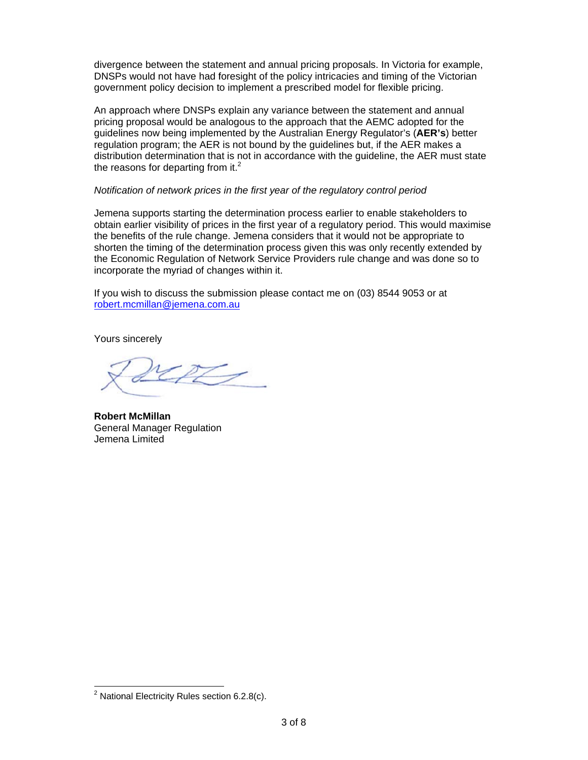divergence between the statement and annual pricing proposals. In Victoria for example, DNSPs would not have had foresight of the policy intricacies and timing of the Victorian government policy decision to implement a prescribed model for flexible pricing.

An approach where DNSPs explain any variance between the statement and annual pricing proposal would be analogous to the approach that the AEMC adopted for the guidelines now being implemented by the Australian Energy Regulator's (**AER's**) better regulation program; the AER is not bound by the guidelines but, if the AER makes a distribution determination that is not in accordance with the guideline, the AER must state the reasons for departing from it.[2]

*Notification of network prices in the first year of the regulatory control period*

Jemena supports starting the determination process earlier to enable stakeholders to obtain earlier visibility of prices in the first year of a regulatory period. This would maximise the benefits of the rule change. Jemena considers that it would not be appropriate to shorten the timing of the determination process given this was only recently extended by the Economic Regulation of Network Service Providers rule change and was done so to incorporate the myriad of changes within it.

If you wish to discuss the submission please contact me on (03) 8544 9053 or at robert.mcmillan@jemena.com.au

Yours sincerely

**Robert McMillan**
General Manager Regulation
Jemena Limited

---

[2] National Electricity Rules section 6.2.8(c).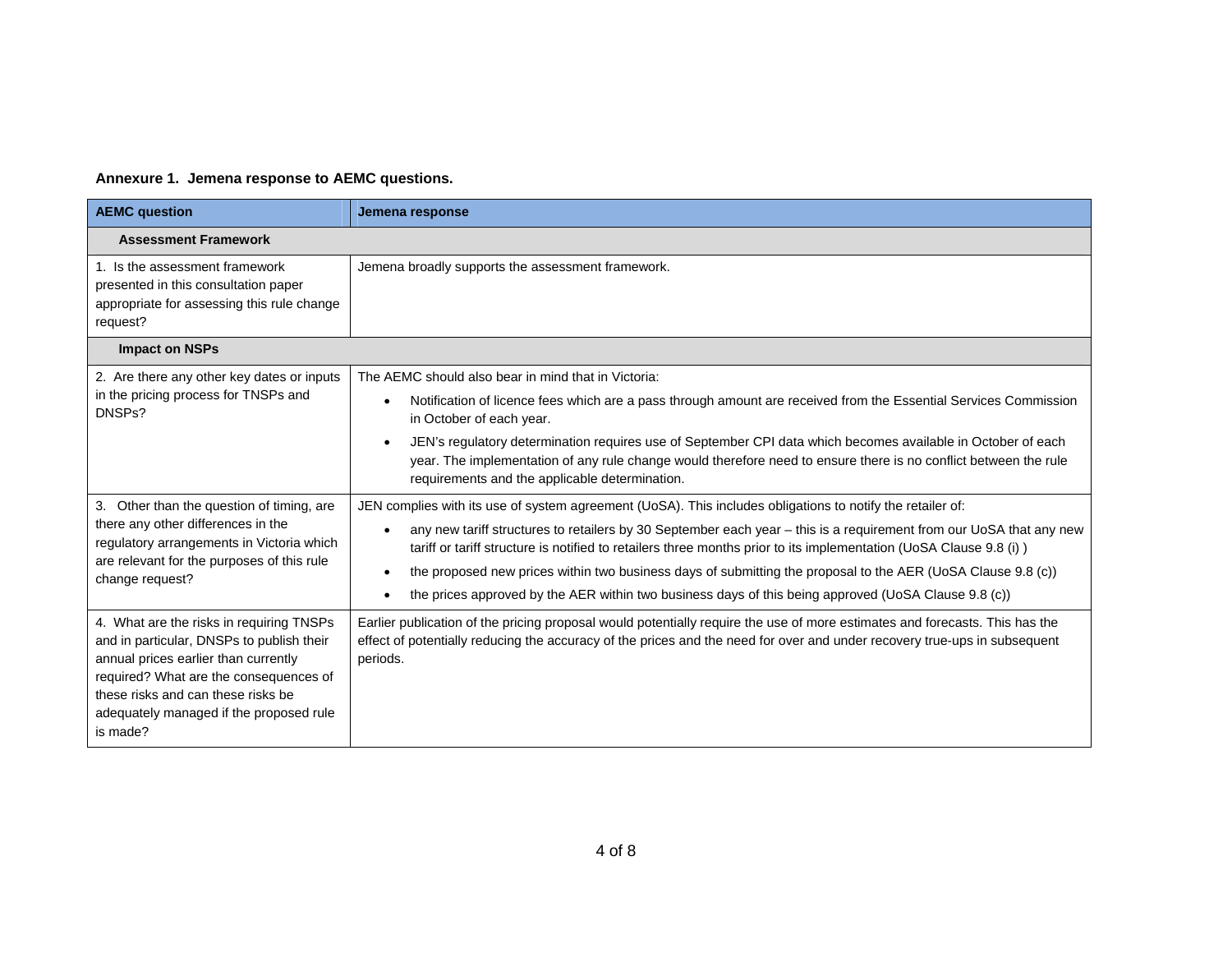**Annexure 1. Jemena response to AEMC questions.**

| AEMC question | Jemena response |
|---|---|
| **Assessment Framework** | |
| 1. Is the assessment framework presented in this consultation paper appropriate for assessing this rule change request? | Jemena broadly supports the assessment framework. |
| **Impact on NSPs** | |
| 2. Are there any other key dates or inputs in the pricing process for TNSPs and DNSPs? | The AEMC should also bear in mind that in Victoria:<br>• Notification of licence fees which are a pass through amount are received from the Essential Services Commission in October of each year.<br>• JEN's regulatory determination requires use of September CPI data which becomes available in October of each year. The implementation of any rule change would therefore need to ensure there is no conflict between the rule requirements and the applicable determination. |
| 3. Other than the question of timing, are there any other differences in the regulatory arrangements in Victoria which are relevant for the purposes of this rule change request? | JEN complies with its use of system agreement (UoSA). This includes obligations to notify the retailer of:<br>• any new tariff structures to retailers by 30 September each year – this is a requirement from our UoSA that any new tariff or tariff structure is notified to retailers three months prior to its implementation (UoSA Clause 9.8 (i) )<br>• the proposed new prices within two business days of submitting the proposal to the AER (UoSA Clause 9.8 (c))<br>• the prices approved by the AER within two business days of this being approved (UoSA Clause 9.8 (c)) |
| 4. What are the risks in requiring TNSPs and in particular, DNSPs to publish their annual prices earlier than currently required? What are the consequences of these risks and can these risks be adequately managed if the proposed rule is made? | Earlier publication of the pricing proposal would potentially require the use of more estimates and forecasts. This has the effect of potentially reducing the accuracy of the prices and the need for over and under recovery true-ups in subsequent periods. |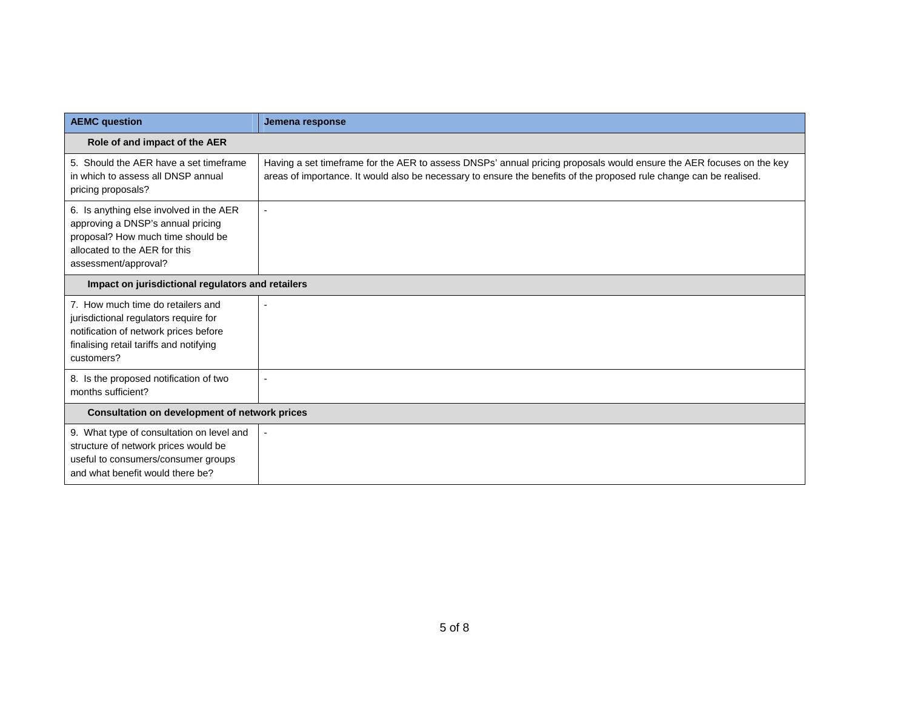| AEMC question | Jemena response |
|---|---|
| **Role of and impact of the AER** | |
| 5. Should the AER have a set timeframe in which to assess all DNSP annual pricing proposals? | Having a set timeframe for the AER to assess DNSPs' annual pricing proposals would ensure the AER focuses on the key areas of importance. It would also be necessary to ensure the benefits of the proposed rule change can be realised. |
| 6. Is anything else involved in the AER approving a DNSP's annual pricing proposal? How much time should be allocated to the AER for this assessment/approval? | - |
| **Impact on jurisdictional regulators and retailers** | |
| 7. How much time do retailers and jurisdictional regulators require for notification of network prices before finalising retail tariffs and notifying customers? | - |
| 8. Is the proposed notification of two months sufficient? | - |
| **Consultation on development of network prices** | |
| 9. What type of consultation on level and structure of network prices would be useful to consumers/consumer groups and what benefit would there be? | - |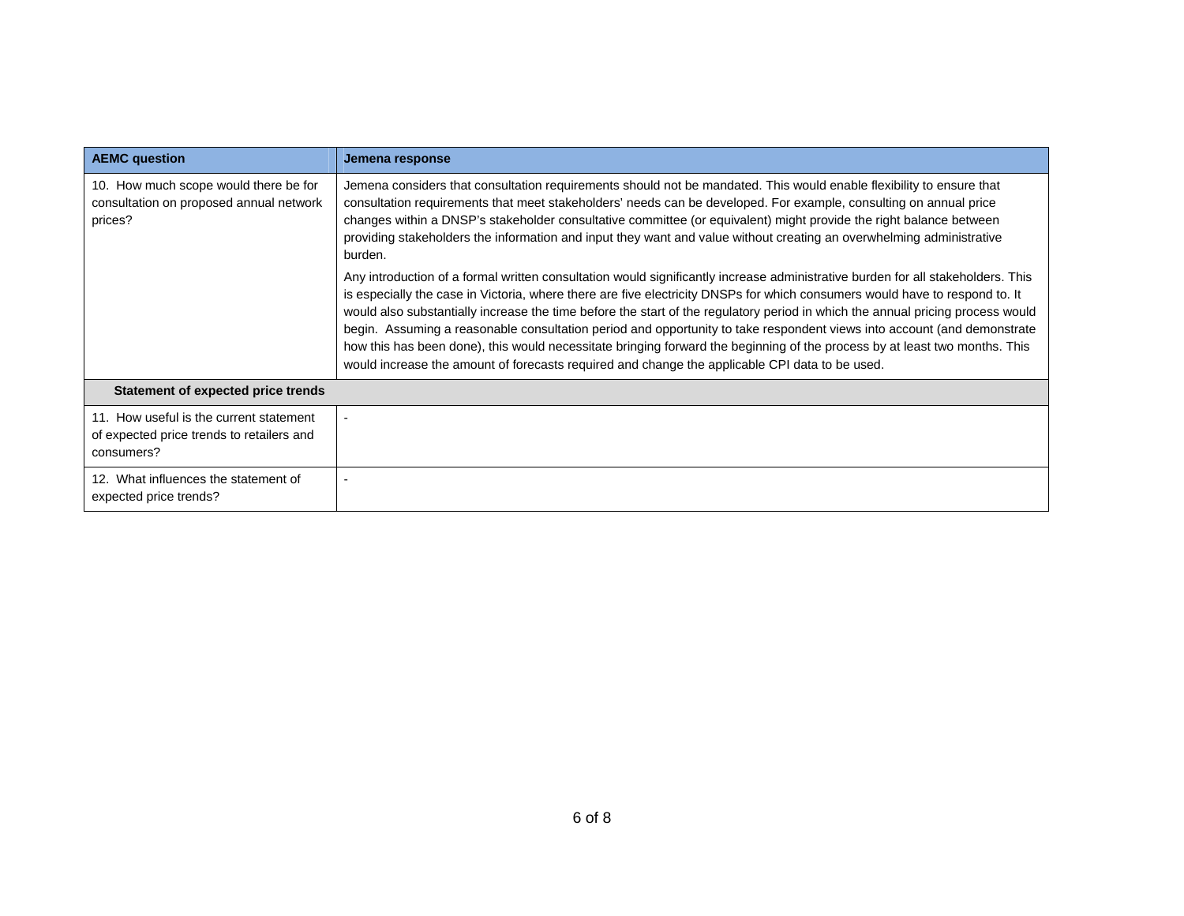| AEMC question | Jemena response |
| --- | --- |
| 10. How much scope would there be for consultation on proposed annual network prices? | Jemena considers that consultation requirements should not be mandated. This would enable flexibility to ensure that consultation requirements that meet stakeholders' needs can be developed. For example, consulting on annual price changes within a DNSP's stakeholder consultative committee (or equivalent) might provide the right balance between providing stakeholders the information and input they want and value without creating an overwhelming administrative burden.<br><br>Any introduction of a formal written consultation would significantly increase administrative burden for all stakeholders. This is especially the case in Victoria, where there are five electricity DNSPs for which consumers would have to respond to. It would also substantially increase the time before the start of the regulatory period in which the annual pricing process would begin. Assuming a reasonable consultation period and opportunity to take respondent views into account (and demonstrate how this has been done), this would necessitate bringing forward the beginning of the process by at least two months. This would increase the amount of forecasts required and change the applicable CPI data to be used. |
| **Statement of expected price trends** | |
| 11. How useful is the current statement of expected price trends to retailers and consumers? | - |
| 12. What influences the statement of expected price trends? | - |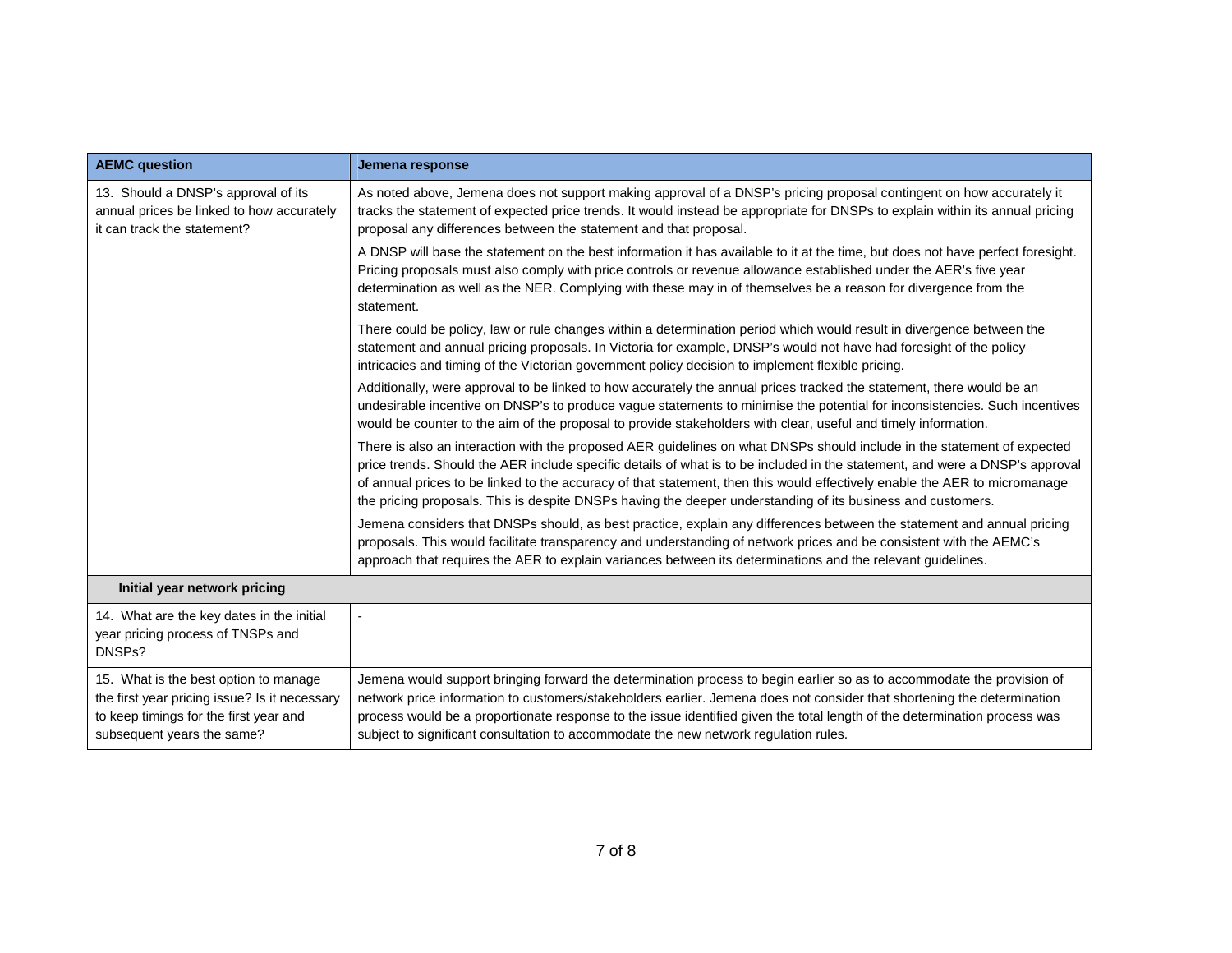| AEMC question | Jemena response |
| --- | --- |
| 13. Should a DNSP's approval of its annual prices be linked to how accurately it can track the statement? | As noted above, Jemena does not support making approval of a DNSP's pricing proposal contingent on how accurately it tracks the statement of expected price trends. It would instead be appropriate for DNSPs to explain within its annual pricing proposal any differences between the statement and that proposal.<br><br>A DNSP will base the statement on the best information it has available to it at the time, but does not have perfect foresight. Pricing proposals must also comply with price controls or revenue allowance established under the AER's five year determination as well as the NER. Complying with these may in of themselves be a reason for divergence from the statement.<br><br>There could be policy, law or rule changes within a determination period which would result in divergence between the statement and annual pricing proposals. In Victoria for example, DNSP's would not have had foresight of the policy intricacies and timing of the Victorian government policy decision to implement flexible pricing.<br><br>Additionally, were approval to be linked to how accurately the annual prices tracked the statement, there would be an undesirable incentive on DNSP's to produce vague statements to minimise the potential for inconsistencies. Such incentives would be counter to the aim of the proposal to provide stakeholders with clear, useful and timely information.<br><br>There is also an interaction with the proposed AER guidelines on what DNSPs should include in the statement of expected price trends. Should the AER include specific details of what is to be included in the statement, and were a DNSP's approval of annual prices to be linked to the accuracy of that statement, then this would effectively enable the AER to micromanage the pricing proposals. This is despite DNSPs having the deeper understanding of its business and customers.<br><br>Jemena considers that DNSPs should, as best practice, explain any differences between the statement and annual pricing proposals. This would facilitate transparency and understanding of network prices and be consistent with the AEMC's approach that requires the AER to explain variances between its determinations and the relevant guidelines. |
| **Initial year network pricing** | |
| 14. What are the key dates in the initial year pricing process of TNSPs and DNSPs? | - |
| 15. What is the best option to manage the first year pricing issue? Is it necessary to keep timings for the first year and subsequent years the same? | Jemena would support bringing forward the determination process to begin earlier so as to accommodate the provision of network price information to customers/stakeholders earlier. Jemena does not consider that shortening the determination process would be a proportionate response to the issue identified given the total length of the determination process was subject to significant consultation to accommodate the new network regulation rules. |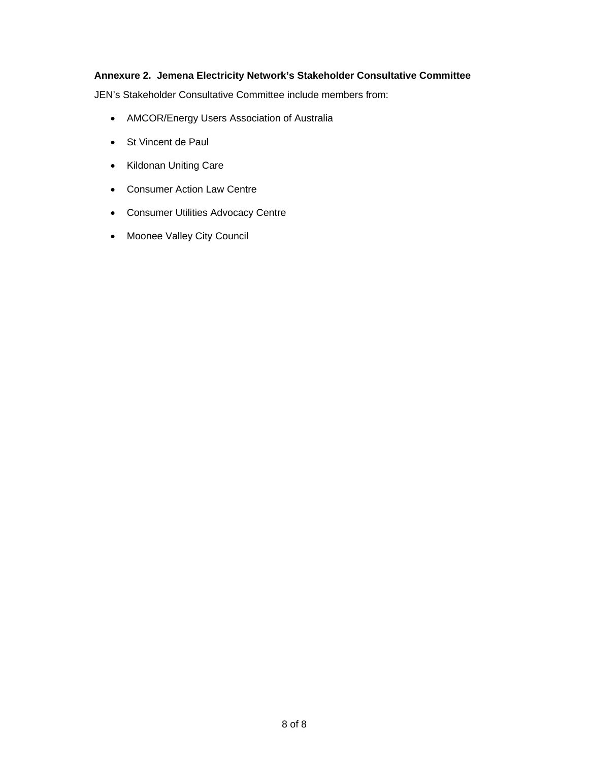**Annexure 2. Jemena Electricity Network's Stakeholder Consultative Committee**

JEN's Stakeholder Consultative Committee include members from:

- AMCOR/Energy Users Association of Australia
- St Vincent de Paul
- Kildonan Uniting Care
- Consumer Action Law Centre
- Consumer Utilities Advocacy Centre
- Moonee Valley City Council